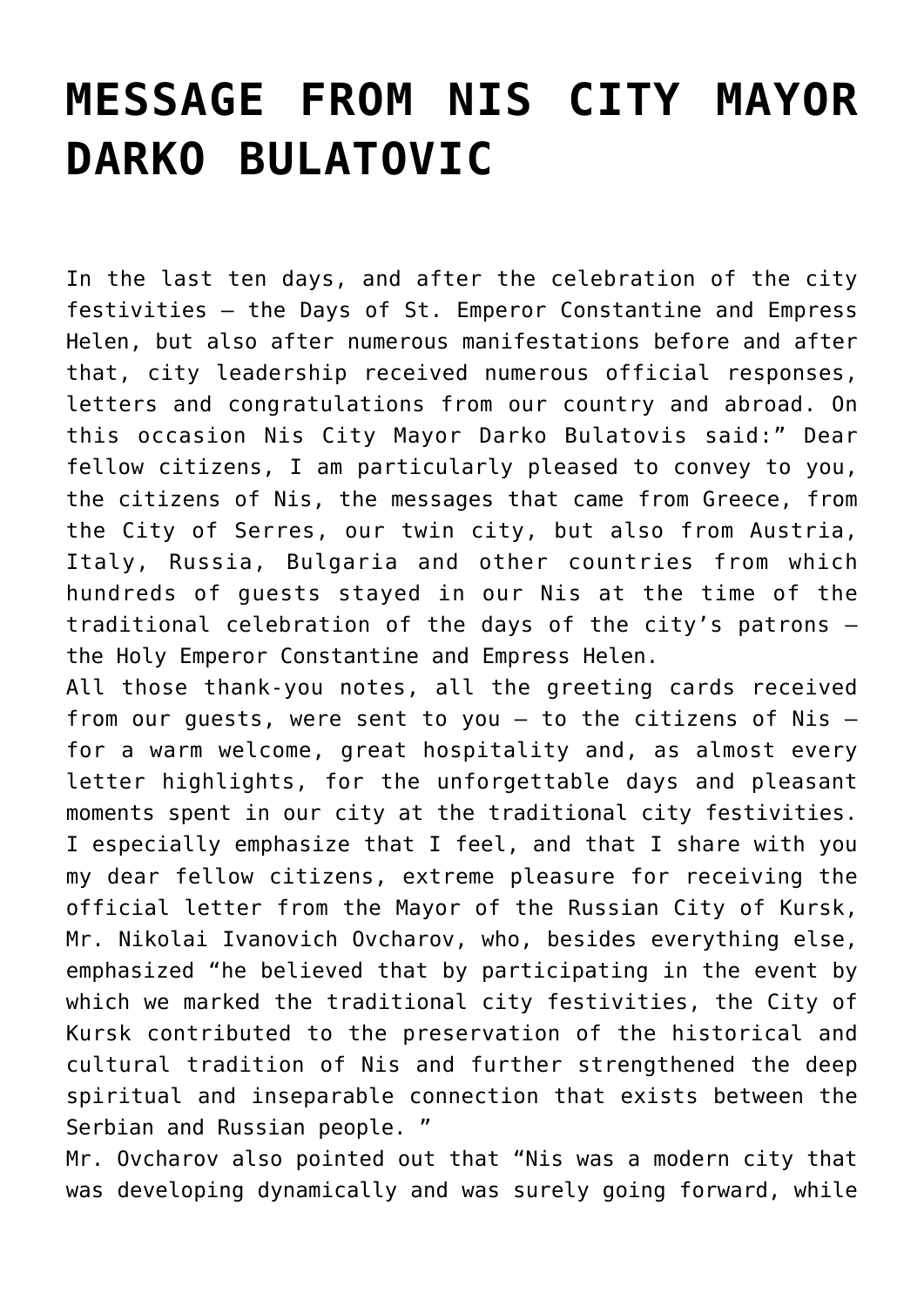# MESSAGE FROM NIS CITY MAYOR DARKO BULATOVIC

In the last ten days, and after the celebration of the city festivities – the Days of St. Emperor Constantine and Empress Helen, but also after numerous manifestations before and after that, city leadership received numerous official responses, letters and congratulations from our country and abroad. On this occasion Nis City Mayor Darko Bulatovis said:" Dear fellow citizens, I am particularly pleased to convey to you, the citizens of Nis, the messages that came from Greece, from the City of Serres, our twin city, but also from Austria, Italy, Russia, Bulgaria and other countries from which hundreds of guests stayed in our Nis at the time of the traditional celebration of the days of the city's patrons – the Holy Emperor Constantine and Empress Helen.

All those thank-you notes, all the greeting cards received from our guests, were sent to you – to the citizens of Nis – for a warm welcome, great hospitality and, as almost every letter highlights, for the unforgettable days and pleasant moments spent in our city at the traditional city festivities. I especially emphasize that I feel, and that I share with you my dear fellow citizens, extreme pleasure for receiving the official letter from the Mayor of the Russian City of Kursk, Mr. Nikolai Ivanovich Ovcharov, who, besides everything else, emphasized "he believed that by participating in the event by which we marked the traditional city festivities, the City of Kursk contributed to the preservation of the historical and cultural tradition of Nis and further strengthened the deep spiritual and inseparable connection that exists between the Serbian and Russian people. "

Mr. Ovcharov also pointed out that "Nis was a modern city that was developing dynamically and was surely going forward, while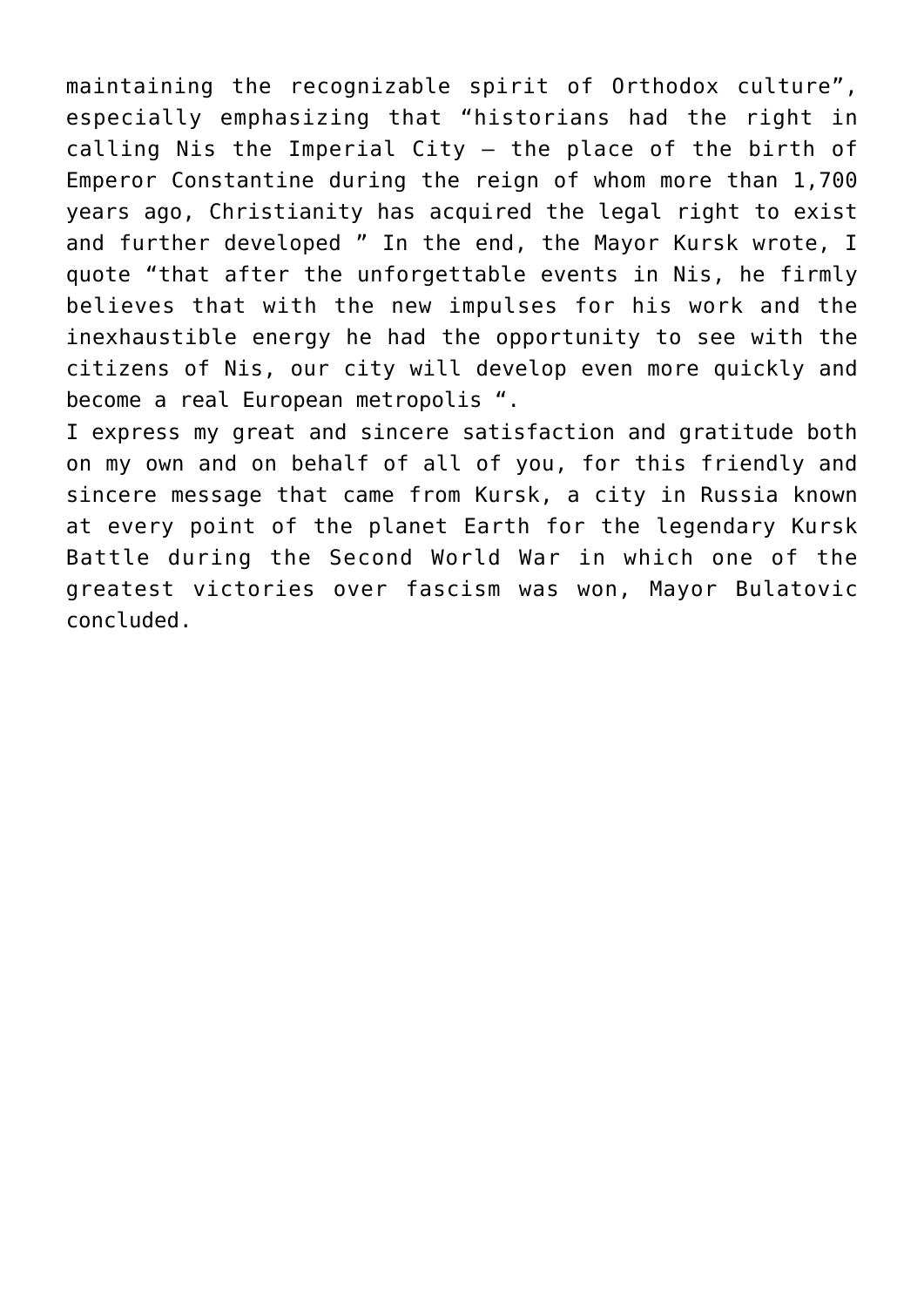maintaining the recognizable spirit of Orthodox culture", especially emphasizing that "historians had the right in calling Nis the Imperial City – the place of the birth of Emperor Constantine during the reign of whom more than 1,700 years ago, Christianity has acquired the legal right to exist and further developed " In the end, the Mayor Kursk wrote, I quote "that after the unforgettable events in Nis, he firmly believes that with the new impulses for his work and the inexhaustible energy he had the opportunity to see with the citizens of Nis, our city will develop even more quickly and become a real European metropolis ".

I express my great and sincere satisfaction and gratitude both on my own and on behalf of all of you, for this friendly and sincere message that came from Kursk, a city in Russia known at every point of the planet Earth for the legendary Kursk Battle during the Second World War in which one of the greatest victories over fascism was won, Mayor Bulatovic concluded.